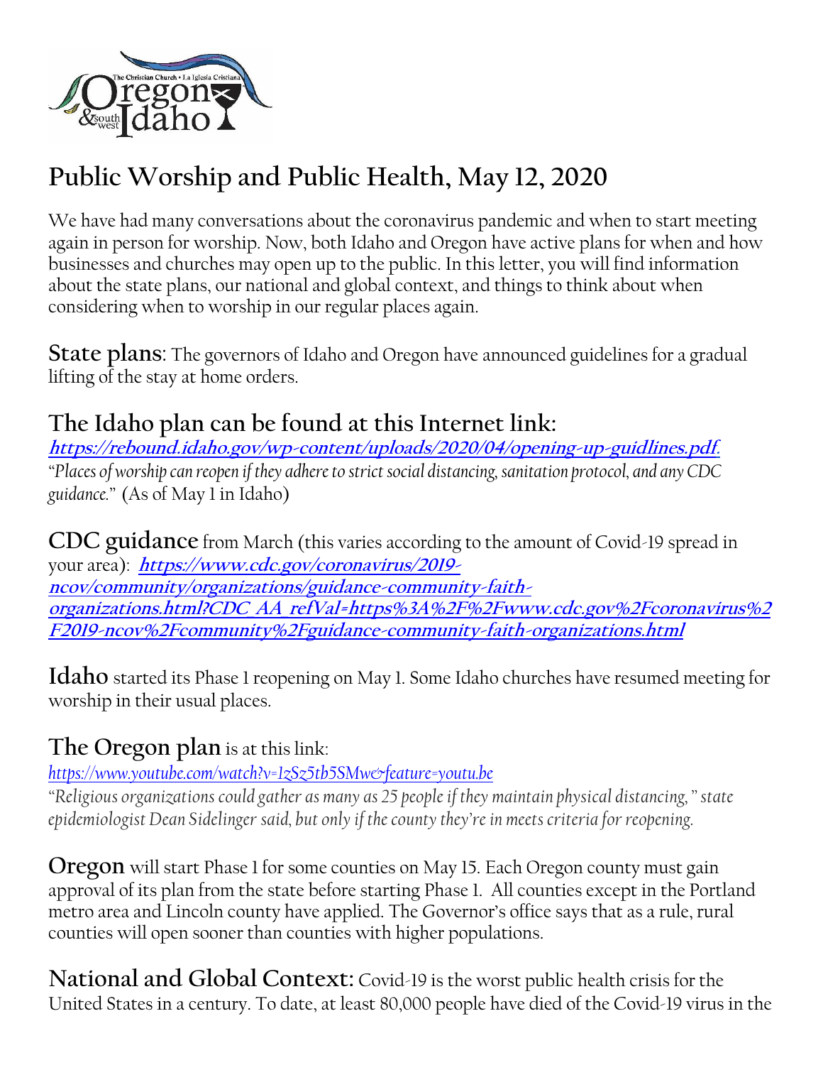# Public Worship and Public Health, May 12, 2020

We have had many conversations about the coronavirus pandemic and when to start meeting again in person for worship. Now, both Idaho and Oregon have active plans for when and how businesses and churches may open up to the public. In this letter, you will find information about the state plans, our national and global context, and things to think about when considering when to worship in our regular places again.

**State plans**: The governors of Idaho and Oregon have announced guidelines for a gradual lifting of the stay at home orders.

## The Idaho plan can be found at this Internet link:

[**https://rebound.idaho.gov/wp-content/uploads/2020/04/opening-up-guidlines.pdf.**](https://rebound.idaho.gov/wp-content/uploads/2020/04/opening-up-guidlines.pdf)

*"Places of worship can reopen if they adhere to strict social distancing, sanitation protocol, and any CDC guidance."* (As of May 1 in Idaho)

**CDC guidance** from March (this varies according to the amount of Covid-19 spread in your area): [**https://www.cdc.gov/coronavirus/2019-ncov/community/organizations/guidance-community-faith-organizations.html?CDC_AA_refVal=https%3A%2F%2Fwww.cdc.gov%2Fcoronavirus%2F2019-ncov%2Fcommunity%2Fguidance-community-faith-organizations.html**](https://www.cdc.gov/coronavirus/2019-ncov/community/organizations/guidance-community-faith-organizations.html?CDC_AA_refVal=https%3A%2F%2Fwww.cdc.gov%2Fcoronavirus%2F2019-ncov%2Fcommunity%2Fguidance-community-faith-organizations.html)

**Idaho** started its Phase 1 reopening on May 1. Some Idaho churches have resumed meeting for worship in their usual places.

**The Oregon plan** is at this link:

*https://www.youtube.com/watch?v=1zSz5tb5SMw&feature=youtu.be*

*"Religious organizations could gather as many as 25 people if they maintain physical distancing," state epidemiologist Dean Sidelinger said, but only if the county they're in meets criteria for reopening.*

**Oregon** will start Phase 1 for some counties on May 15. Each Oregon county must gain approval of its plan from the state before starting Phase 1. All counties except in the Portland metro area and Lincoln county have applied. The Governor's office says that as a rule, rural counties will open sooner than counties with higher populations.

**National and Global Context:** Covid-19 is the worst public health crisis for the United States in a century. To date, at least 80,000 people have died of the Covid-19 virus in the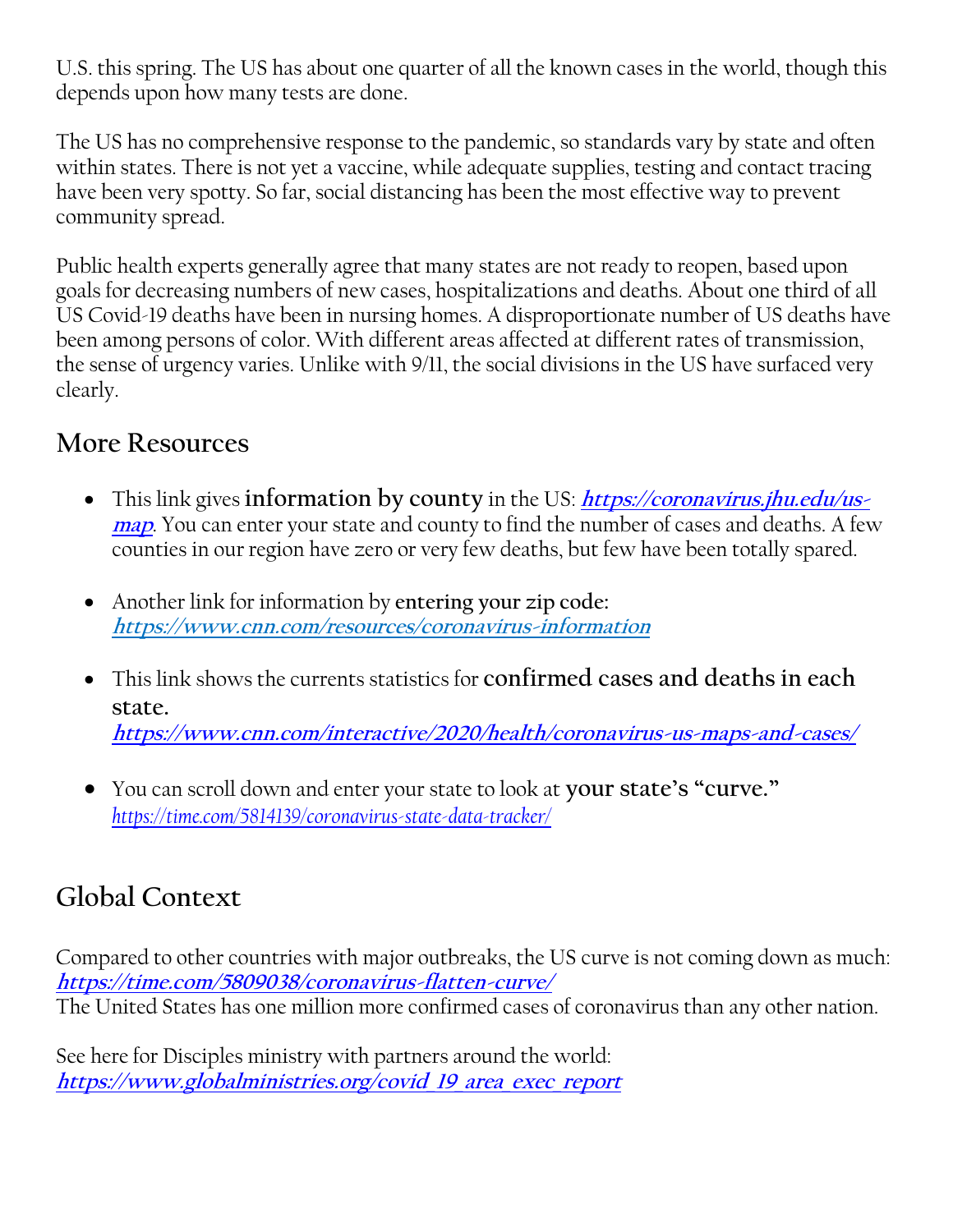U.S. this spring. The US has about one quarter of all the known cases in the world, though this depends upon how many tests are done.

The US has no comprehensive response to the pandemic, so standards vary by state and often within states. There is not yet a vaccine, while adequate supplies, testing and contact tracing have been very spotty. So far, social distancing has been the most effective way to prevent community spread.

Public health experts generally agree that many states are not ready to reopen, based upon goals for decreasing numbers of new cases, hospitalizations and deaths. About one third of all US Covid-19 deaths have been in nursing homes. A disproportionate number of US deaths have been among persons of color. With different areas affected at different rates of transmission, the sense of urgency varies. Unlike with 9/11, the social divisions in the US have surfaced very clearly.

## More Resources

- This link gives **information by county** in the US: ***https://coronavirus.jhu.edu/us-map***. You can enter your state and county to find the number of cases and deaths. A few counties in our region have zero or very few deaths, but few have been totally spared.

- Another link for information by **entering your zip code:** ***https://www.cnn.com/resources/coronavirus-information***

- This link shows the currents statistics for **confirmed cases and deaths in each state.** ***https://www.cnn.com/interactive/2020/health/coronavirus-us-maps-and-cases/***

- You can scroll down and enter your state to look at **your state's "curve."** *https://time.com/5814139/coronavirus-state-data-tracker/*

## Global Context

Compared to other countries with major outbreaks, the US curve is not coming down as much: ***https://time.com/5809038/coronavirus-flatten-curve/***
The United States has one million more confirmed cases of coronavirus than any other nation.

See here for Disciples ministry with partners around the world: ***https://www.globalministries.org/covid_19_area_exec_report***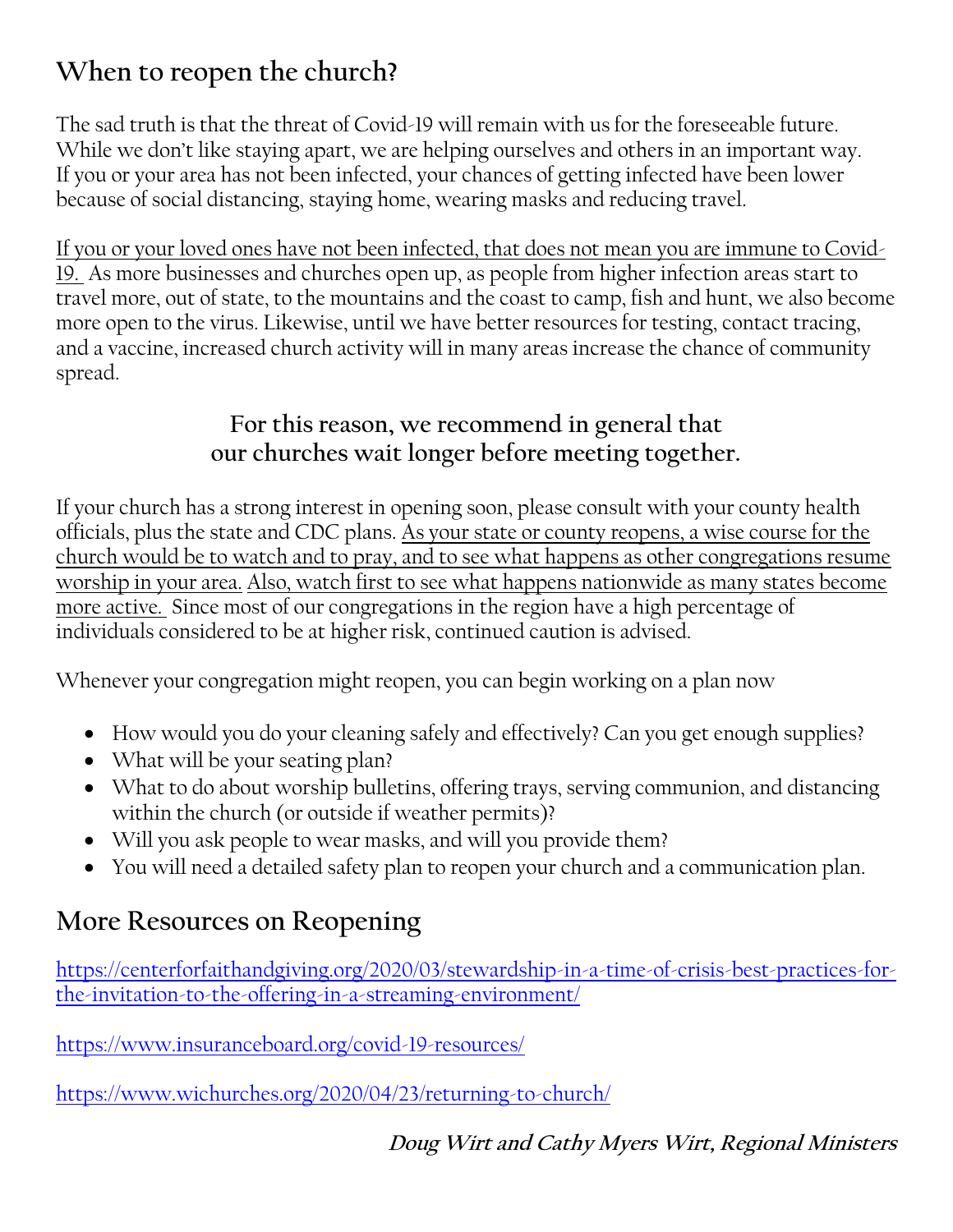## When to reopen the church?

The sad truth is that the threat of Covid-19 will remain with us for the foreseeable future. While we don't like staying apart, we are helping ourselves and others in an important way. If you or your area has not been infected, your chances of getting infected have been lower because of social distancing, staying home, wearing masks and reducing travel.

If you or your loved ones have not been infected, that does not mean you are immune to Covid-19. As more businesses and churches open up, as people from higher infection areas start to travel more, out of state, to the mountains and the coast to camp, fish and hunt, we also become more open to the virus. Likewise, until we have better resources for testing, contact tracing, and a vaccine, increased church activity will in many areas increase the chance of community spread.

**For this reason, we recommend in general that our churches wait longer before meeting together.**

If your church has a strong interest in opening soon, please consult with your county health officials, plus the state and CDC plans. As your state or county reopens, a wise course for the church would be to watch and to pray, and to see what happens as other congregations resume worship in your area. Also, watch first to see what happens nationwide as many states become more active. Since most of our congregations in the region have a high percentage of individuals considered to be at higher risk, continued caution is advised.

Whenever your congregation might reopen, you can begin working on a plan now

- How would you do your cleaning safely and effectively? Can you get enough supplies?
- What will be your seating plan?
- What to do about worship bulletins, offering trays, serving communion, and distancing within the church (or outside if weather permits)?
- Will you ask people to wear masks, and will you provide them?
- You will need a detailed safety plan to reopen your church and a communication plan.

## More Resources on Reopening

https://centerforfaithandgiving.org/2020/03/stewardship-in-a-time-of-crisis-best-practices-for-the-invitation-to-the-offering-in-a-streaming-environment/

https://www.insuranceboard.org/covid-19-resources/

https://www.wichurches.org/2020/04/23/returning-to-church/

***Doug Wirt and Cathy Myers Wirt, Regional Ministers***